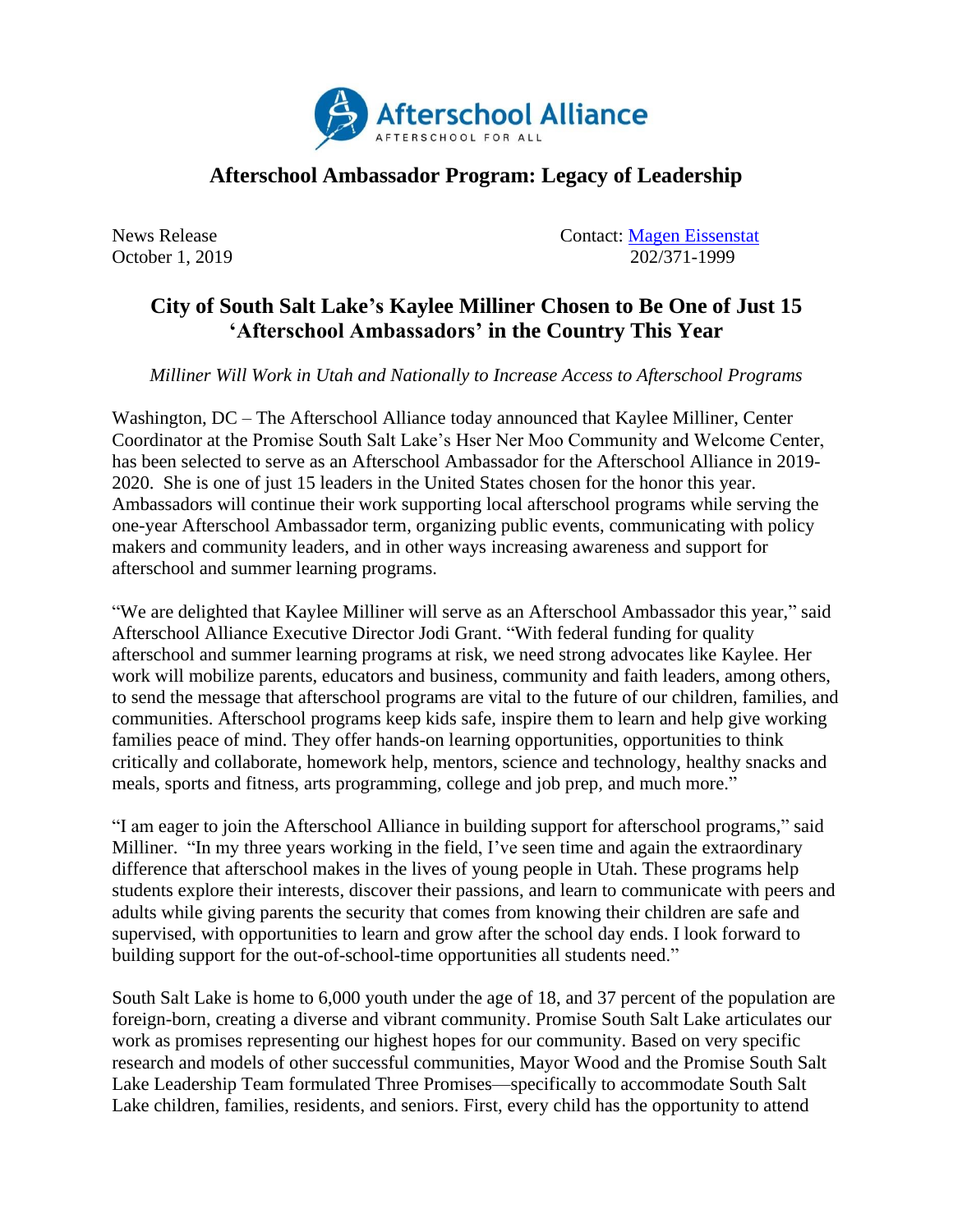Afterschool Alliance

AFTERSCHOOL FOR ALL

## Afterschool Ambassador Program: Legacy of Leadership

News Release
October 1, 2019

Contact: [Magen Eissenstat](#)
202/371-1999

# City of South Salt Lake's Kaylee Milliner Chosen to Be One of Just 15 'Afterschool Ambassadors' in the Country This Year

*Milliner Will Work in Utah and Nationally to Increase Access to Afterschool Programs*

Washington, DC – The Afterschool Alliance today announced that Kaylee Milliner, Center Coordinator at the Promise South Salt Lake's Hser Ner Moo Community and Welcome Center, has been selected to serve as an Afterschool Ambassador for the Afterschool Alliance in 2019-2020. She is one of just 15 leaders in the United States chosen for the honor this year. Ambassadors will continue their work supporting local afterschool programs while serving the one-year Afterschool Ambassador term, organizing public events, communicating with policy makers and community leaders, and in other ways increasing awareness and support for afterschool and summer learning programs.

"We are delighted that Kaylee Milliner will serve as an Afterschool Ambassador this year," said Afterschool Alliance Executive Director Jodi Grant. "With federal funding for quality afterschool and summer learning programs at risk, we need strong advocates like Kaylee. Her work will mobilize parents, educators and business, community and faith leaders, among others, to send the message that afterschool programs are vital to the future of our children, families, and communities. Afterschool programs keep kids safe, inspire them to learn and help give working families peace of mind. They offer hands-on learning opportunities, opportunities to think critically and collaborate, homework help, mentors, science and technology, healthy snacks and meals, sports and fitness, arts programming, college and job prep, and much more."

"I am eager to join the Afterschool Alliance in building support for afterschool programs," said Milliner. "In my three years working in the field, I've seen time and again the extraordinary difference that afterschool makes in the lives of young people in Utah. These programs help students explore their interests, discover their passions, and learn to communicate with peers and adults while giving parents the security that comes from knowing their children are safe and supervised, with opportunities to learn and grow after the school day ends. I look forward to building support for the out-of-school-time opportunities all students need."

South Salt Lake is home to 6,000 youth under the age of 18, and 37 percent of the population are foreign-born, creating a diverse and vibrant community. Promise South Salt Lake articulates our work as promises representing our highest hopes for our community. Based on very specific research and models of other successful communities, Mayor Wood and the Promise South Salt Lake Leadership Team formulated Three Promises—specifically to accommodate South Salt Lake children, families, residents, and seniors. First, every child has the opportunity to attend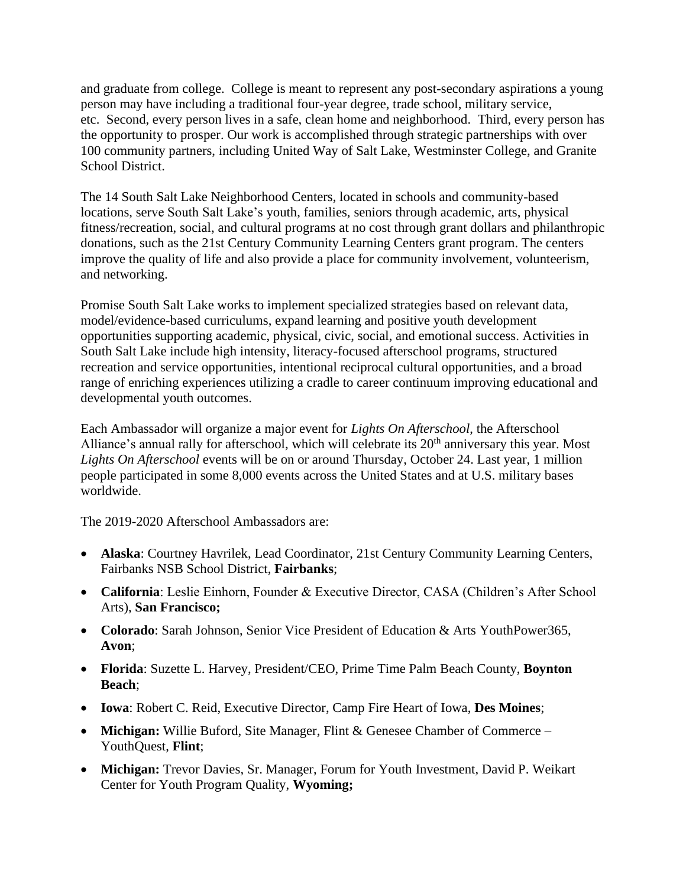and graduate from college. College is meant to represent any post-secondary aspirations a young person may have including a traditional four-year degree, trade school, military service, etc. Second, every person lives in a safe, clean home and neighborhood. Third, every person has the opportunity to prosper. Our work is accomplished through strategic partnerships with over 100 community partners, including United Way of Salt Lake, Westminster College, and Granite School District.

The 14 South Salt Lake Neighborhood Centers, located in schools and community-based locations, serve South Salt Lake's youth, families, seniors through academic, arts, physical fitness/recreation, social, and cultural programs at no cost through grant dollars and philanthropic donations, such as the 21st Century Community Learning Centers grant program. The centers improve the quality of life and also provide a place for community involvement, volunteerism, and networking.

Promise South Salt Lake works to implement specialized strategies based on relevant data, model/evidence-based curriculums, expand learning and positive youth development opportunities supporting academic, physical, civic, social, and emotional success. Activities in South Salt Lake include high intensity, literacy-focused afterschool programs, structured recreation and service opportunities, intentional reciprocal cultural opportunities, and a broad range of enriching experiences utilizing a cradle to career continuum improving educational and developmental youth outcomes.

Each Ambassador will organize a major event for *Lights On Afterschool*, the Afterschool Alliance's annual rally for afterschool, which will celebrate its 20th anniversary this year. Most *Lights On Afterschool* events will be on or around Thursday, October 24. Last year, 1 million people participated in some 8,000 events across the United States and at U.S. military bases worldwide.

The 2019-2020 Afterschool Ambassadors are:

- **Alaska**: Courtney Havrilek, Lead Coordinator, 21st Century Community Learning Centers, Fairbanks NSB School District, **Fairbanks**;
- **California**: Leslie Einhorn, Founder & Executive Director, CASA (Children's After School Arts), **San Francisco;**
- **Colorado**: Sarah Johnson, Senior Vice President of Education & Arts YouthPower365, **Avon**;
- **Florida**: Suzette L. Harvey, President/CEO, Prime Time Palm Beach County, **Boynton Beach**;
- **Iowa**: Robert C. Reid, Executive Director, Camp Fire Heart of Iowa, **Des Moines**;
- **Michigan:** Willie Buford, Site Manager, Flint & Genesee Chamber of Commerce – YouthQuest, **Flint**;
- **Michigan:** Trevor Davies, Sr. Manager, Forum for Youth Investment, David P. Weikart Center for Youth Program Quality, **Wyoming;**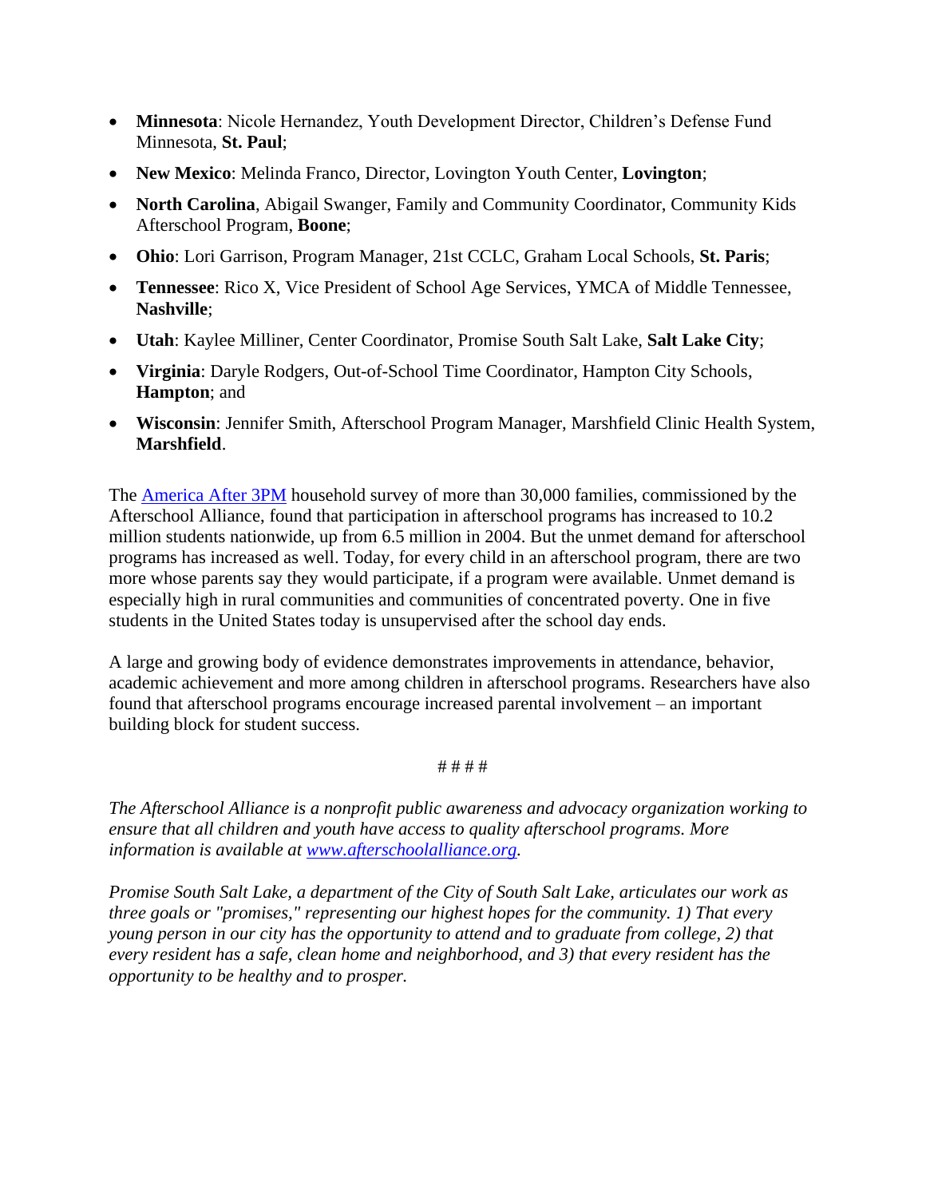- **Minnesota**: Nicole Hernandez, Youth Development Director, Children's Defense Fund Minnesota, **St. Paul**;
- **New Mexico**: Melinda Franco, Director, Lovington Youth Center, **Lovington**;
- **North Carolina**, Abigail Swanger, Family and Community Coordinator, Community Kids Afterschool Program, **Boone**;
- **Ohio**: Lori Garrison, Program Manager, 21st CCLC, Graham Local Schools, **St. Paris**;
- **Tennessee**: Rico X, Vice President of School Age Services, YMCA of Middle Tennessee, **Nashville**;
- **Utah**: Kaylee Milliner, Center Coordinator, Promise South Salt Lake, **Salt Lake City**;
- **Virginia**: Daryle Rodgers, Out-of-School Time Coordinator, Hampton City Schools, **Hampton**; and
- **Wisconsin**: Jennifer Smith, Afterschool Program Manager, Marshfield Clinic Health System, **Marshfield**.

The America After 3PM household survey of more than 30,000 families, commissioned by the Afterschool Alliance, found that participation in afterschool programs has increased to 10.2 million students nationwide, up from 6.5 million in 2004. But the unmet demand for afterschool programs has increased as well. Today, for every child in an afterschool program, there are two more whose parents say they would participate, if a program were available. Unmet demand is especially high in rural communities and communities of concentrated poverty. One in five students in the United States today is unsupervised after the school day ends.

A large and growing body of evidence demonstrates improvements in attendance, behavior, academic achievement and more among children in afterschool programs. Researchers have also found that afterschool programs encourage increased parental involvement – an important building block for student success.

# # # #

*The Afterschool Alliance is a nonprofit public awareness and advocacy organization working to ensure that all children and youth have access to quality afterschool programs. More information is available at www.afterschoolalliance.org.*

*Promise South Salt Lake, a department of the City of South Salt Lake, articulates our work as three goals or "promises," representing our highest hopes for the community. 1) That every young person in our city has the opportunity to attend and to graduate from college, 2) that every resident has a safe, clean home and neighborhood, and 3) that every resident has the opportunity to be healthy and to prosper.*